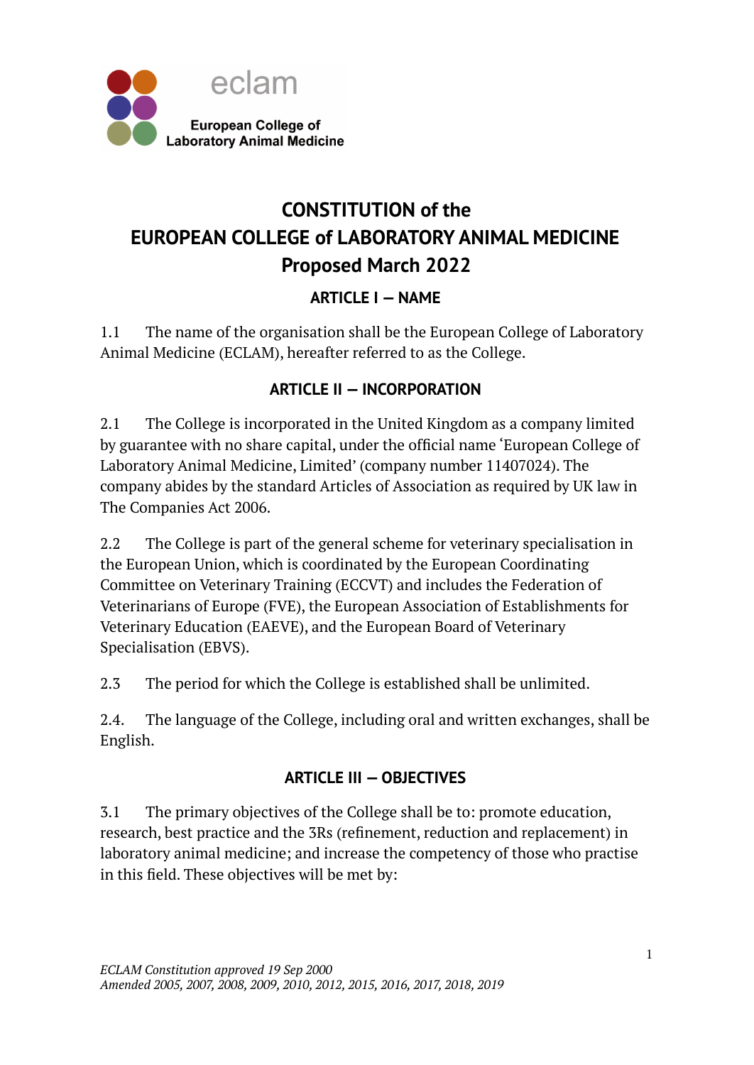eclam

European College of Laboratory Animal Medicine

# CONSTITUTION of the EUROPEAN COLLEGE of LABORATORY ANIMAL MEDICINE Proposed March 2022

## ARTICLE I – NAME

1.1 The name of the organisation shall be the European College of Laboratory Animal Medicine (ECLAM), hereafter referred to as the College.

## ARTICLE II – INCORPORATION

2.1 The College is incorporated in the United Kingdom as a company limited by guarantee with no share capital, under the official name 'European College of Laboratory Animal Medicine, Limited' (company number 11407024). The company abides by the standard Articles of Association as required by UK law in The Companies Act 2006.

2.2 The College is part of the general scheme for veterinary specialisation in the European Union, which is coordinated by the European Coordinating Committee on Veterinary Training (ECCVT) and includes the Federation of Veterinarians of Europe (FVE), the European Association of Establishments for Veterinary Education (EAEVE), and the European Board of Veterinary Specialisation (EBVS).

2.3 The period for which the College is established shall be unlimited.

2.4. The language of the College, including oral and written exchanges, shall be English.

## ARTICLE III – OBJECTIVES

3.1 The primary objectives of the College shall be to: promote education, research, best practice and the 3Rs (refinement, reduction and replacement) in laboratory animal medicine; and increase the competency of those who practise in this field. These objectives will be met by:

*ECLAM Constitution approved 19 Sep 2000*
*Amended 2005, 2007, 2008, 2009, 2010, 2012, 2015, 2016, 2017, 2018, 2019*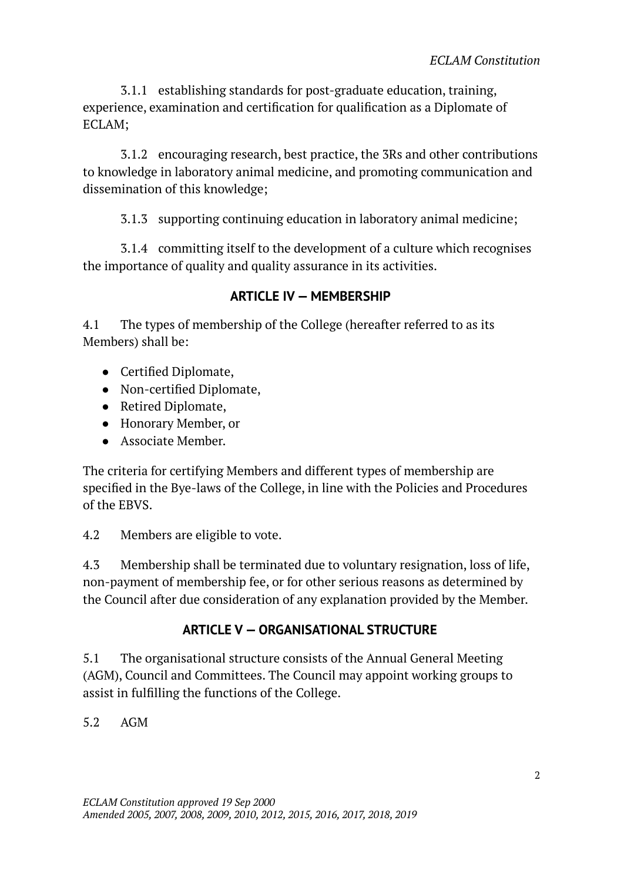3.1.1 establishing standards for post-graduate education, training, experience, examination and certification for qualification as a Diplomate of ECLAM;

3.1.2 encouraging research, best practice, the 3Rs and other contributions to knowledge in laboratory animal medicine, and promoting communication and dissemination of this knowledge;

3.1.3 supporting continuing education in laboratory animal medicine;

3.1.4 committing itself to the development of a culture which recognises the importance of quality and quality assurance in its activities.

## ARTICLE IV – MEMBERSHIP

4.1 The types of membership of the College (hereafter referred to as its Members) shall be:

- Certified Diplomate,
- Non-certified Diplomate,
- Retired Diplomate,
- Honorary Member, or
- Associate Member.

The criteria for certifying Members and different types of membership are specified in the Bye-laws of the College, in line with the Policies and Procedures of the EBVS.

4.2 Members are eligible to vote.

4.3 Membership shall be terminated due to voluntary resignation, loss of life, non-payment of membership fee, or for other serious reasons as determined by the Council after due consideration of any explanation provided by the Member.

## ARTICLE V – ORGANISATIONAL STRUCTURE

5.1 The organisational structure consists of the Annual General Meeting (AGM), Council and Committees. The Council may appoint working groups to assist in fulfilling the functions of the College.

5.2 AGM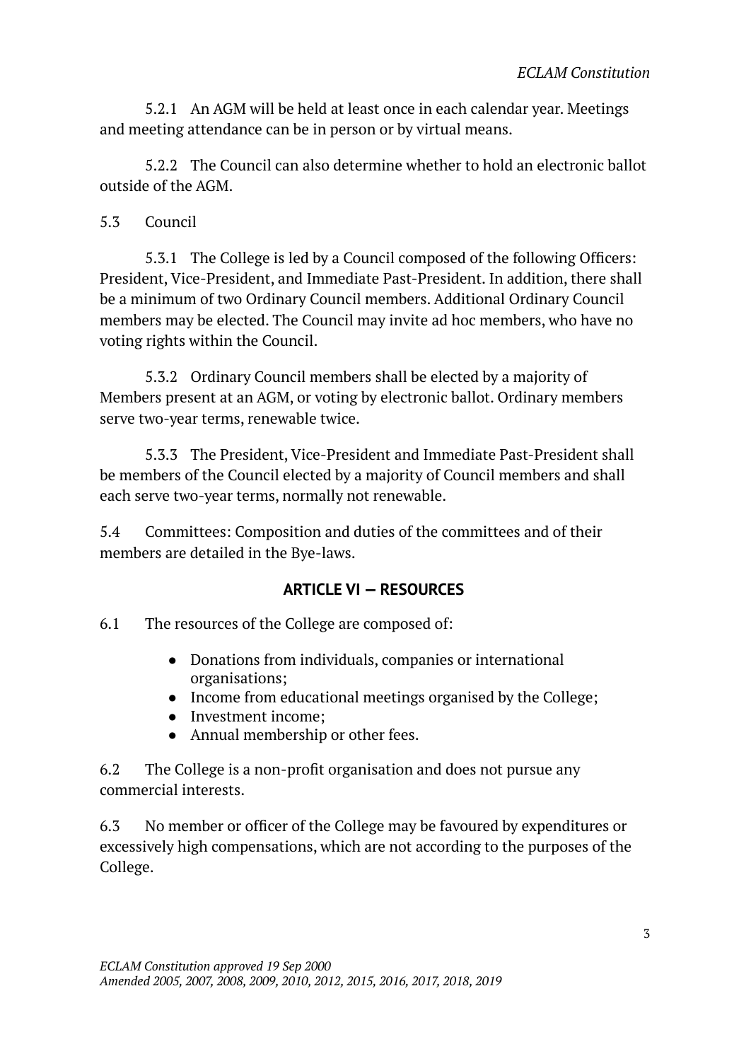5.2.1 An AGM will be held at least once in each calendar year. Meetings and meeting attendance can be in person or by virtual means.

5.2.2 The Council can also determine whether to hold an electronic ballot outside of the AGM.

5.3 Council

5.3.1 The College is led by a Council composed of the following Officers: President, Vice-President, and Immediate Past-President. In addition, there shall be a minimum of two Ordinary Council members. Additional Ordinary Council members may be elected. The Council may invite ad hoc members, who have no voting rights within the Council.

5.3.2 Ordinary Council members shall be elected by a majority of Members present at an AGM, or voting by electronic ballot. Ordinary members serve two-year terms, renewable twice.

5.3.3 The President, Vice-President and Immediate Past-President shall be members of the Council elected by a majority of Council members and shall each serve two-year terms, normally not renewable.

5.4 Committees: Composition and duties of the committees and of their members are detailed in the Bye-laws.

## ARTICLE VI – RESOURCES

6.1 The resources of the College are composed of:

- Donations from individuals, companies or international organisations;
- Income from educational meetings organised by the College;
- Investment income;
- Annual membership or other fees.

6.2 The College is a non-profit organisation and does not pursue any commercial interests.

6.3 No member or officer of the College may be favoured by expenditures or excessively high compensations, which are not according to the purposes of the College.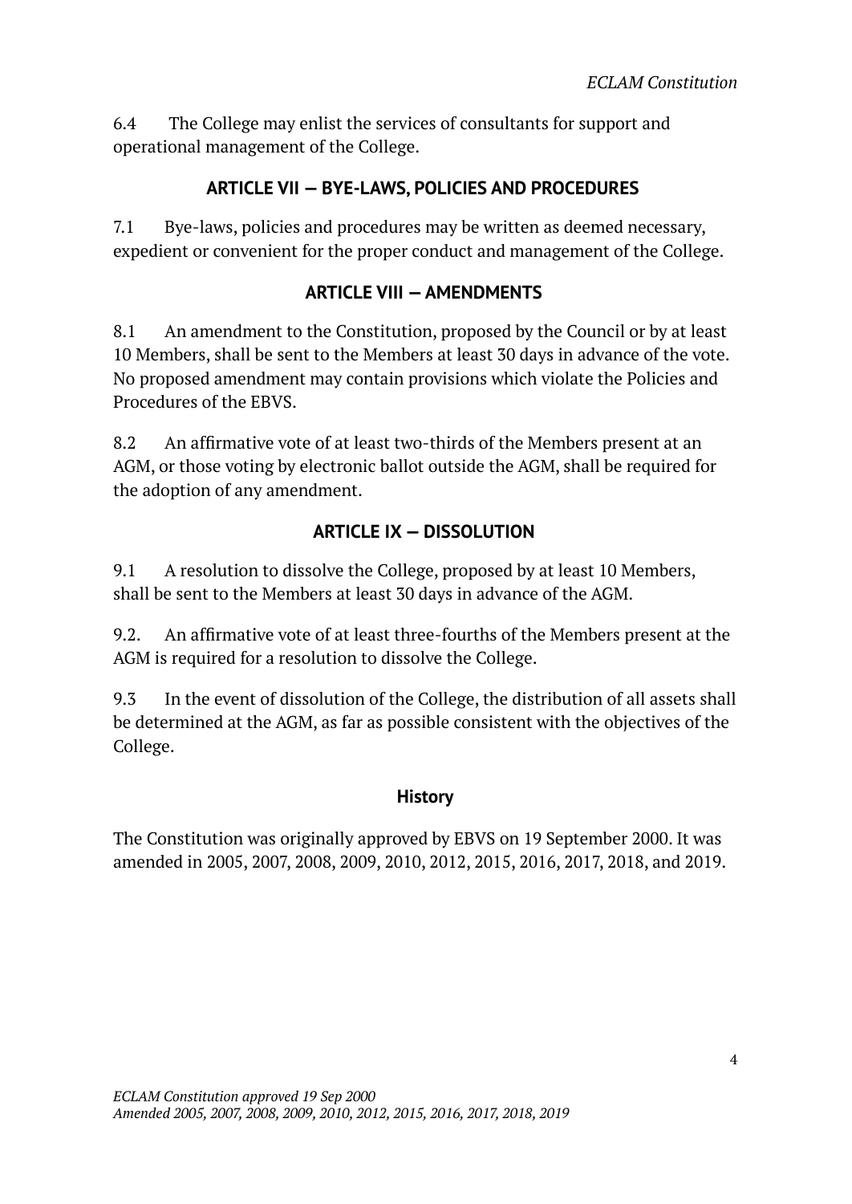6.4 The College may enlist the services of consultants for support and operational management of the College.

## ARTICLE VII — BYE-LAWS, POLICIES AND PROCEDURES

7.1 Bye-laws, policies and procedures may be written as deemed necessary, expedient or convenient for the proper conduct and management of the College.

## ARTICLE VIII — AMENDMENTS

8.1 An amendment to the Constitution, proposed by the Council or by at least 10 Members, shall be sent to the Members at least 30 days in advance of the vote. No proposed amendment may contain provisions which violate the Policies and Procedures of the EBVS.

8.2 An affirmative vote of at least two-thirds of the Members present at an AGM, or those voting by electronic ballot outside the AGM, shall be required for the adoption of any amendment.

## ARTICLE IX — DISSOLUTION

9.1 A resolution to dissolve the College, proposed by at least 10 Members, shall be sent to the Members at least 30 days in advance of the AGM.

9.2. An affirmative vote of at least three-fourths of the Members present at the AGM is required for a resolution to dissolve the College.

9.3 In the event of dissolution of the College, the distribution of all assets shall be determined at the AGM, as far as possible consistent with the objectives of the College.

### History

The Constitution was originally approved by EBVS on 19 September 2000. It was amended in 2005, 2007, 2008, 2009, 2010, 2012, 2015, 2016, 2017, 2018, and 2019.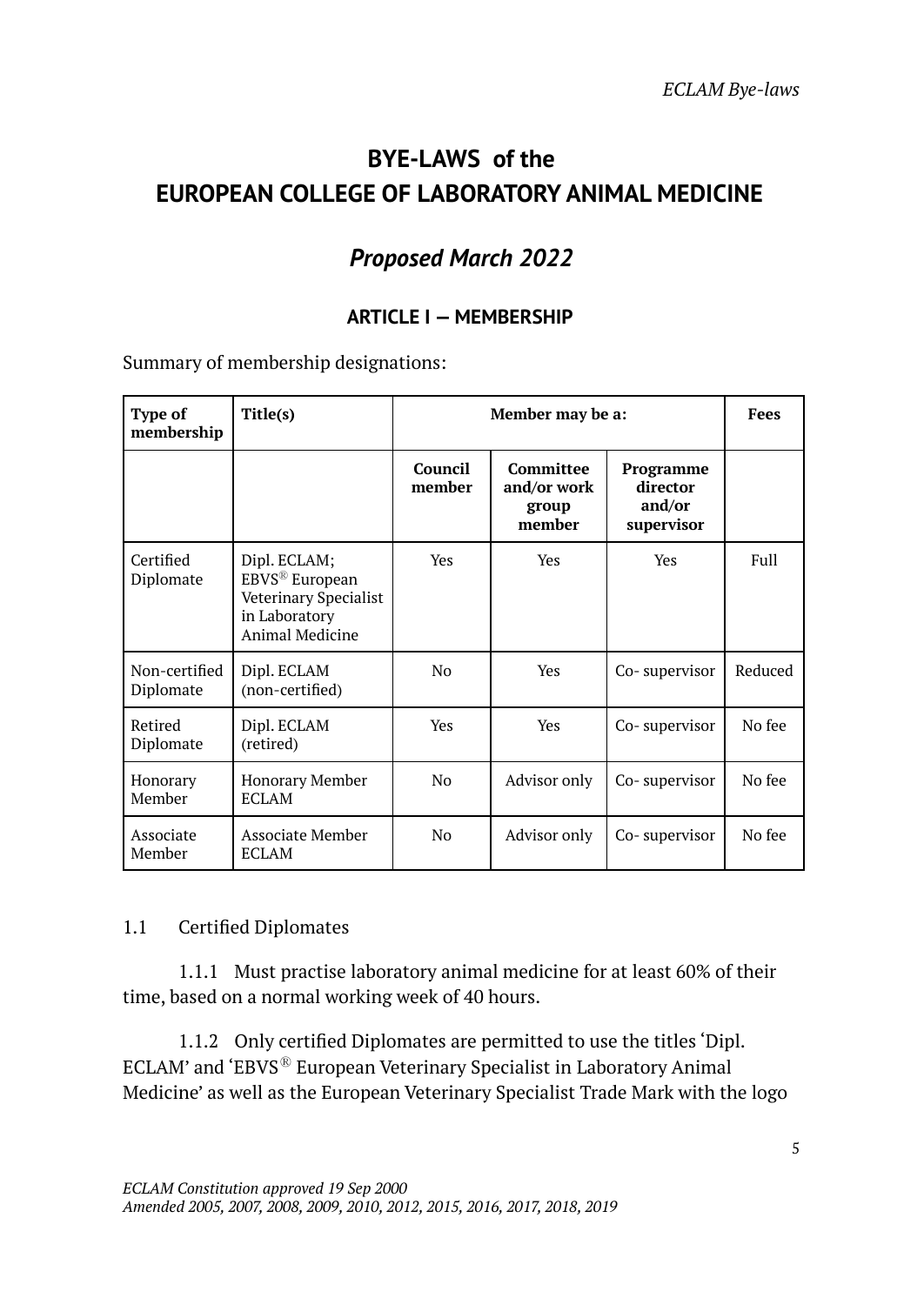# BYE-LAWS of the EUROPEAN COLLEGE OF LABORATORY ANIMAL MEDICINE

## *Proposed March 2022*

### ARTICLE I — MEMBERSHIP

Summary of membership designations:

| Type of membership | Title(s) | Member may be a: | | | Fees |
|---|---|---|---|---|---|
| | | Council member | Committee and/or work group member | Programme director and/or supervisor | |
| Certified Diplomate | Dipl. ECLAM; EBVS® European Veterinary Specialist in Laboratory Animal Medicine | Yes | Yes | Yes | Full |
| Non-certified Diplomate | Dipl. ECLAM (non-certified) | No | Yes | Co- supervisor | Reduced |
| Retired Diplomate | Dipl. ECLAM (retired) | Yes | Yes | Co- supervisor | No fee |
| Honorary Member | Honorary Member ECLAM | No | Advisor only | Co- supervisor | No fee |
| Associate Member | Associate Member ECLAM | No | Advisor only | Co- supervisor | No fee |

1.1 Certified Diplomates

1.1.1 Must practise laboratory animal medicine for at least 60% of their time, based on a normal working week of 40 hours.

1.1.2 Only certified Diplomates are permitted to use the titles 'Dipl. ECLAM' and 'EBVS® European Veterinary Specialist in Laboratory Animal Medicine' as well as the European Veterinary Specialist Trade Mark with the logo

*ECLAM Constitution approved 19 Sep 2000*
*Amended 2005, 2007, 2008, 2009, 2010, 2012, 2015, 2016, 2017, 2018, 2019*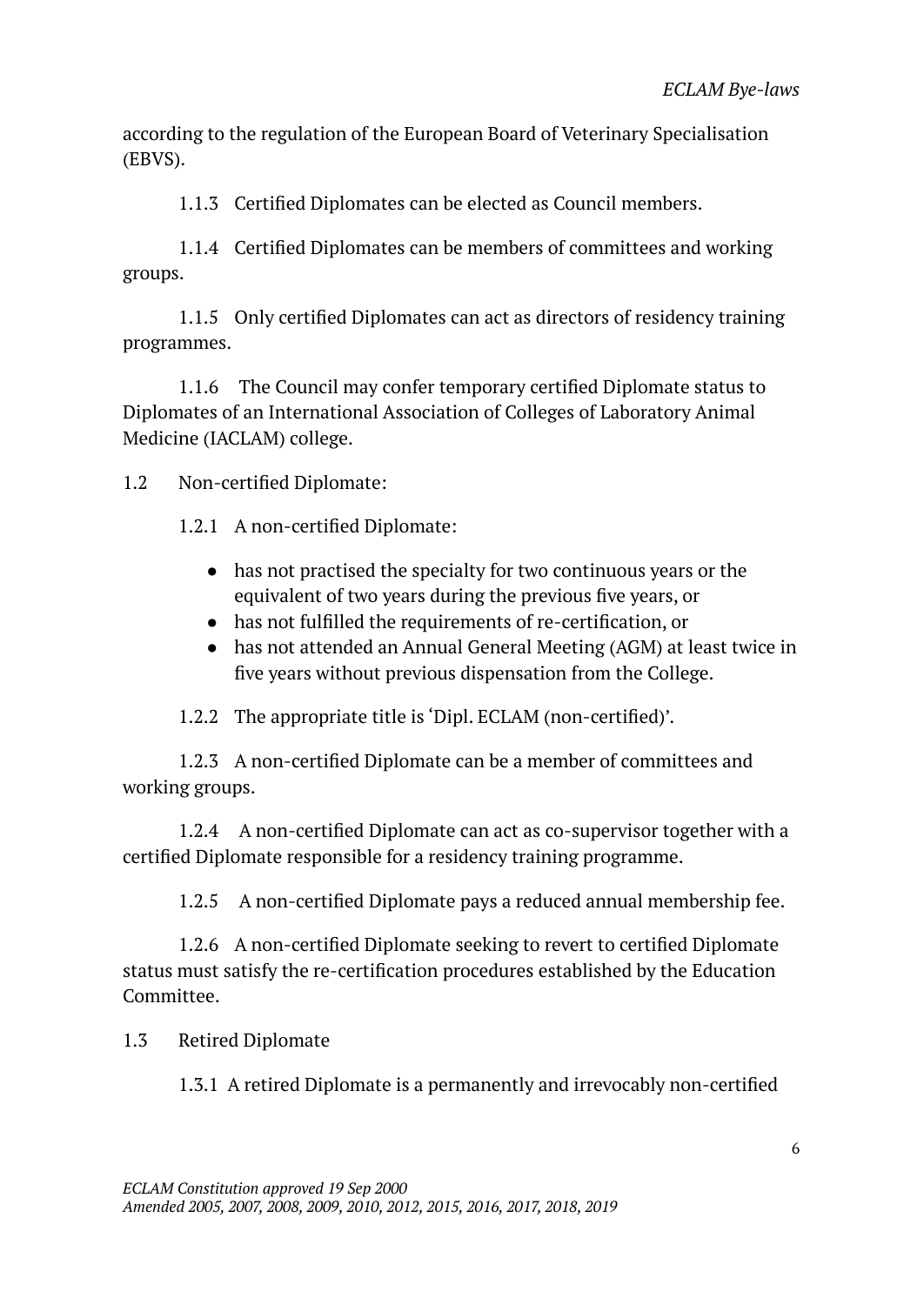according to the regulation of the European Board of Veterinary Specialisation (EBVS).

1.1.3 Certified Diplomates can be elected as Council members.

1.1.4 Certified Diplomates can be members of committees and working groups.

1.1.5 Only certified Diplomates can act as directors of residency training programmes.

1.1.6 The Council may confer temporary certified Diplomate status to Diplomates of an International Association of Colleges of Laboratory Animal Medicine (IACLAM) college.

1.2 Non-certified Diplomate:

1.2.1 A non-certified Diplomate:

- has not practised the specialty for two continuous years or the equivalent of two years during the previous five years, or
- has not fulfilled the requirements of re-certification, or
- has not attended an Annual General Meeting (AGM) at least twice in five years without previous dispensation from the College.

1.2.2 The appropriate title is 'Dipl. ECLAM (non-certified)'.

1.2.3 A non-certified Diplomate can be a member of committees and working groups.

1.2.4 A non-certified Diplomate can act as co-supervisor together with a certified Diplomate responsible for a residency training programme.

1.2.5 A non-certified Diplomate pays a reduced annual membership fee.

1.2.6 A non-certified Diplomate seeking to revert to certified Diplomate status must satisfy the re-certification procedures established by the Education Committee.

1.3 Retired Diplomate

1.3.1 A retired Diplomate is a permanently and irrevocably non-certified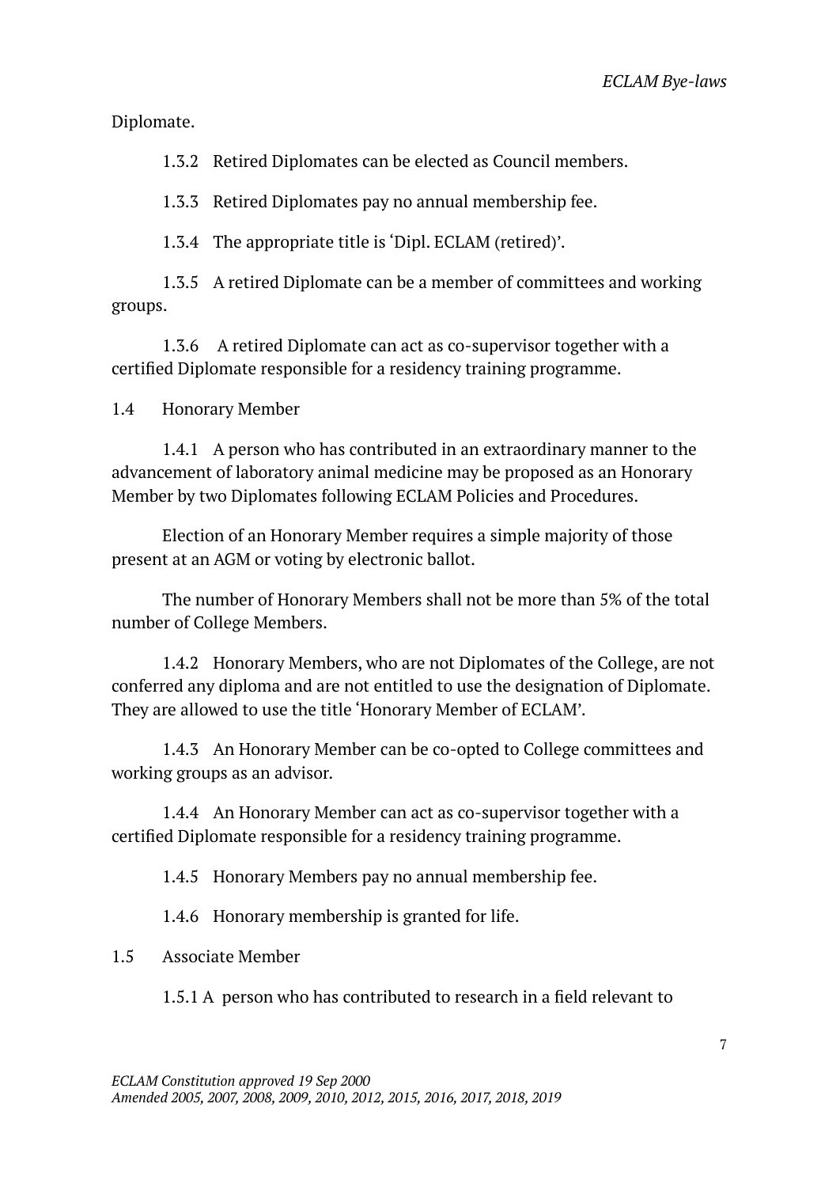Diplomate.

1.3.2 Retired Diplomates can be elected as Council members.

1.3.3 Retired Diplomates pay no annual membership fee.

1.3.4 The appropriate title is ‘Dipl. ECLAM (retired)’.

1.3.5 A retired Diplomate can be a member of committees and working groups.

1.3.6 A retired Diplomate can act as co-supervisor together with a certified Diplomate responsible for a residency training programme.

1.4 Honorary Member

1.4.1 A person who has contributed in an extraordinary manner to the advancement of laboratory animal medicine may be proposed as an Honorary Member by two Diplomates following ECLAM Policies and Procedures.

Election of an Honorary Member requires a simple majority of those present at an AGM or voting by electronic ballot.

The number of Honorary Members shall not be more than 5% of the total number of College Members.

1.4.2 Honorary Members, who are not Diplomates of the College, are not conferred any diploma and are not entitled to use the designation of Diplomate. They are allowed to use the title ‘Honorary Member of ECLAM’.

1.4.3 An Honorary Member can be co-opted to College committees and working groups as an advisor.

1.4.4 An Honorary Member can act as co-supervisor together with a certified Diplomate responsible for a residency training programme.

1.4.5 Honorary Members pay no annual membership fee.

1.4.6 Honorary membership is granted for life.

1.5 Associate Member

1.5.1 A person who has contributed to research in a field relevant to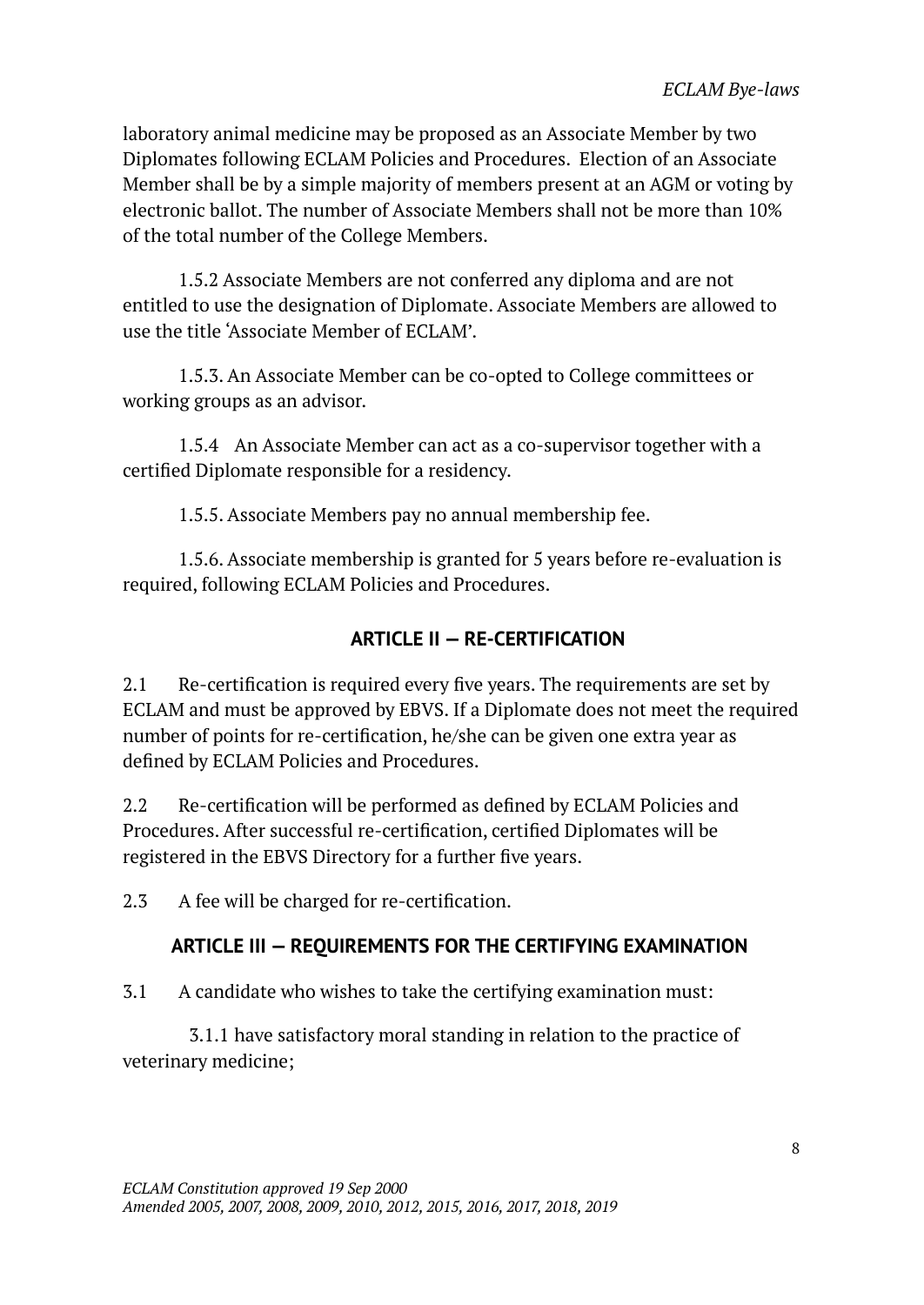laboratory animal medicine may be proposed as an Associate Member by two Diplomates following ECLAM Policies and Procedures. Election of an Associate Member shall be by a simple majority of members present at an AGM or voting by electronic ballot. The number of Associate Members shall not be more than 10% of the total number of the College Members.

1.5.2 Associate Members are not conferred any diploma and are not entitled to use the designation of Diplomate. Associate Members are allowed to use the title 'Associate Member of ECLAM'.

1.5.3. An Associate Member can be co-opted to College committees or working groups as an advisor.

1.5.4 An Associate Member can act as a co-supervisor together with a certified Diplomate responsible for a residency.

1.5.5. Associate Members pay no annual membership fee.

1.5.6. Associate membership is granted for 5 years before re-evaluation is required, following ECLAM Policies and Procedures.

## ARTICLE II – RE-CERTIFICATION

2.1 Re-certification is required every five years. The requirements are set by ECLAM and must be approved by EBVS. If a Diplomate does not meet the required number of points for re-certification, he/she can be given one extra year as defined by ECLAM Policies and Procedures.

2.2 Re-certification will be performed as defined by ECLAM Policies and Procedures. After successful re-certification, certified Diplomates will be registered in the EBVS Directory for a further five years.

2.3 A fee will be charged for re-certification.

## ARTICLE III – REQUIREMENTS FOR THE CERTIFYING EXAMINATION

3.1 A candidate who wishes to take the certifying examination must:

3.1.1 have satisfactory moral standing in relation to the practice of veterinary medicine;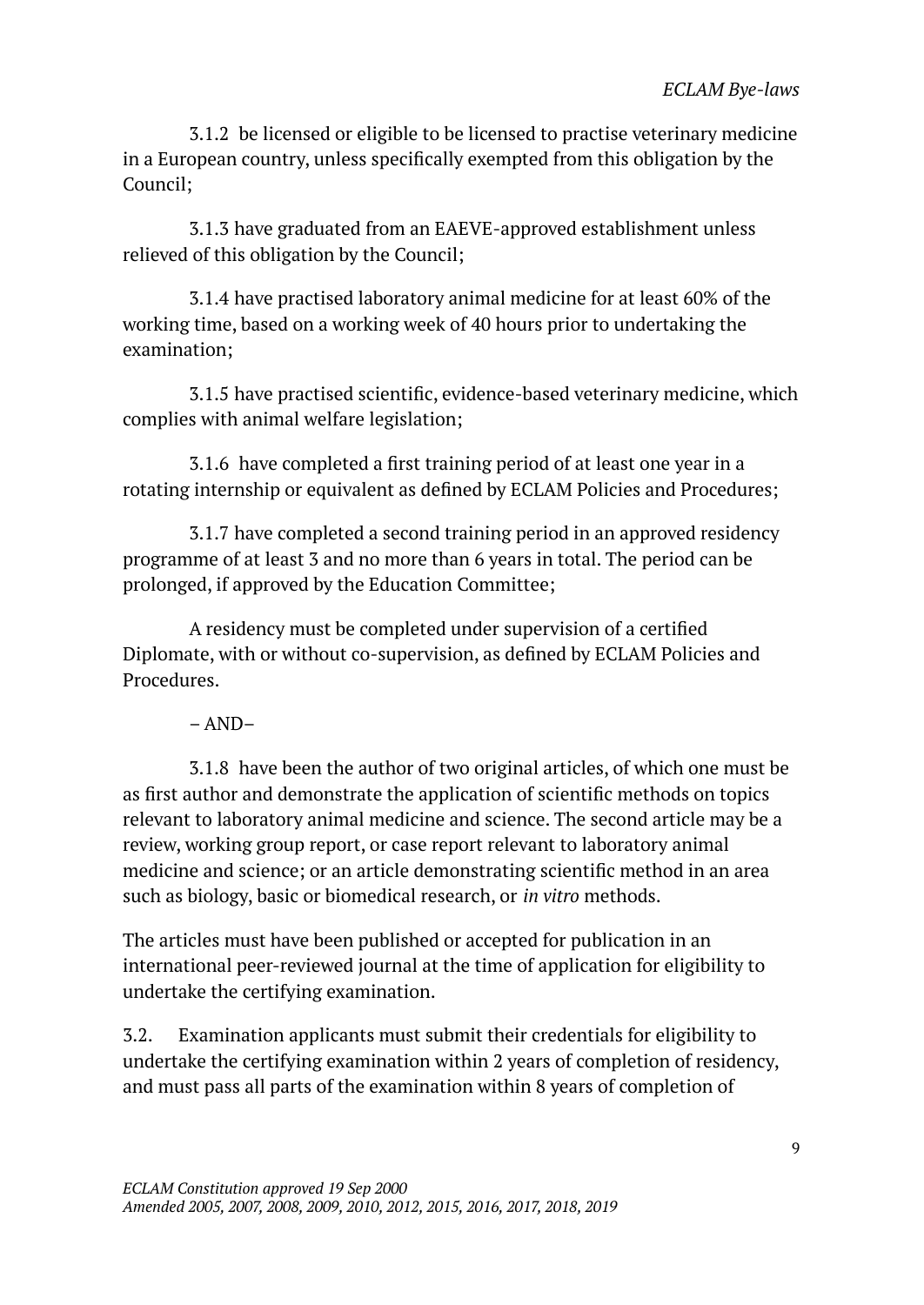3.1.2 be licensed or eligible to be licensed to practise veterinary medicine in a European country, unless specifically exempted from this obligation by the Council;

3.1.3 have graduated from an EAEVE-approved establishment unless relieved of this obligation by the Council;

3.1.4 have practised laboratory animal medicine for at least 60% of the working time, based on a working week of 40 hours prior to undertaking the examination;

3.1.5 have practised scientific, evidence-based veterinary medicine, which complies with animal welfare legislation;

3.1.6 have completed a first training period of at least one year in a rotating internship or equivalent as defined by ECLAM Policies and Procedures;

3.1.7 have completed a second training period in an approved residency programme of at least 3 and no more than 6 years in total. The period can be prolonged, if approved by the Education Committee;

A residency must be completed under supervision of a certified Diplomate, with or without co-supervision, as defined by ECLAM Policies and Procedures.

– AND–

3.1.8 have been the author of two original articles, of which one must be as first author and demonstrate the application of scientific methods on topics relevant to laboratory animal medicine and science. The second article may be a review, working group report, or case report relevant to laboratory animal medicine and science; or an article demonstrating scientific method in an area such as biology, basic or biomedical research, or *in vitro* methods.

The articles must have been published or accepted for publication in an international peer-reviewed journal at the time of application for eligibility to undertake the certifying examination.

3.2. Examination applicants must submit their credentials for eligibility to undertake the certifying examination within 2 years of completion of residency, and must pass all parts of the examination within 8 years of completion of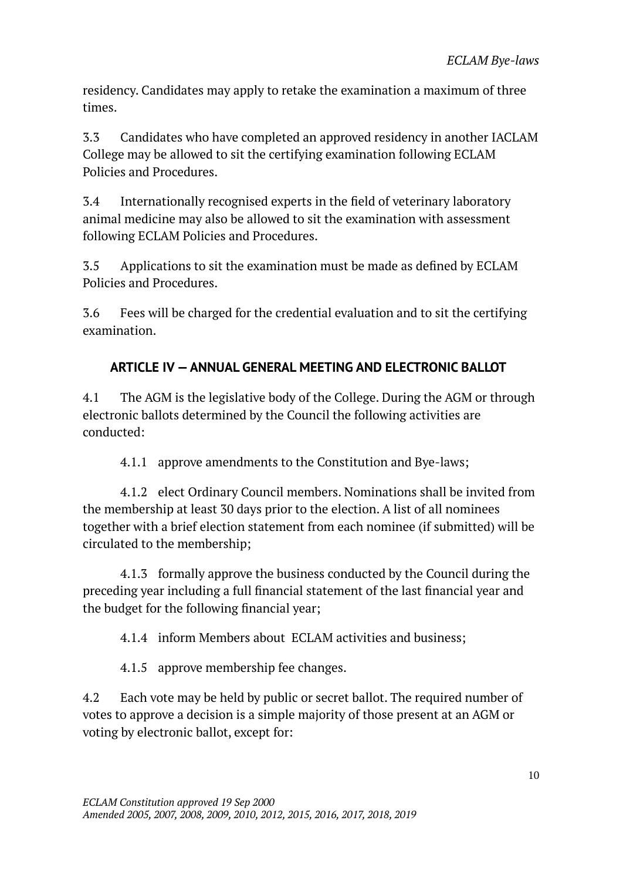residency. Candidates may apply to retake the examination a maximum of three times.

3.3 Candidates who have completed an approved residency in another IACLAM College may be allowed to sit the certifying examination following ECLAM Policies and Procedures.

3.4 Internationally recognised experts in the field of veterinary laboratory animal medicine may also be allowed to sit the examination with assessment following ECLAM Policies and Procedures.

3.5 Applications to sit the examination must be made as defined by ECLAM Policies and Procedures.

3.6 Fees will be charged for the credential evaluation and to sit the certifying examination.

## ARTICLE IV — ANNUAL GENERAL MEETING AND ELECTRONIC BALLOT

4.1 The AGM is the legislative body of the College. During the AGM or through electronic ballots determined by the Council the following activities are conducted:

4.1.1 approve amendments to the Constitution and Bye-laws;

4.1.2 elect Ordinary Council members. Nominations shall be invited from the membership at least 30 days prior to the election. A list of all nominees together with a brief election statement from each nominee (if submitted) will be circulated to the membership;

4.1.3 formally approve the business conducted by the Council during the preceding year including a full financial statement of the last financial year and the budget for the following financial year;

4.1.4 inform Members about ECLAM activities and business;

4.1.5 approve membership fee changes.

4.2 Each vote may be held by public or secret ballot. The required number of votes to approve a decision is a simple majority of those present at an AGM or voting by electronic ballot, except for: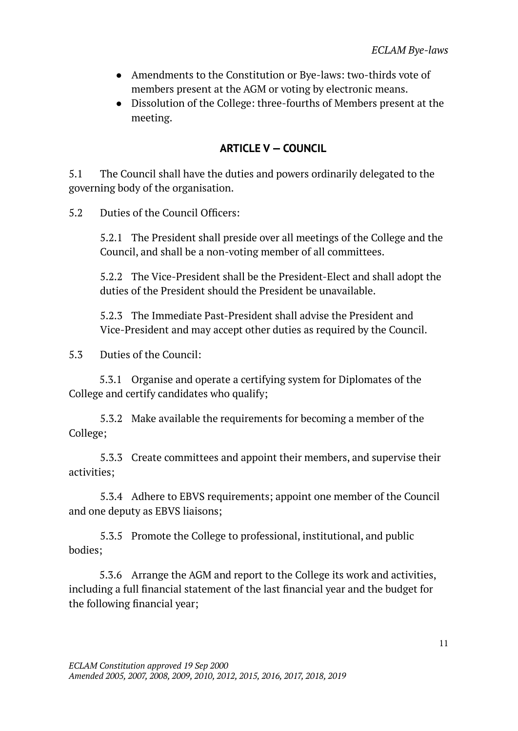- Amendments to the Constitution or Bye-laws: two-thirds vote of members present at the AGM or voting by electronic means.
- Dissolution of the College: three-fourths of Members present at the meeting.

## ARTICLE V — COUNCIL

5.1 The Council shall have the duties and powers ordinarily delegated to the governing body of the organisation.

5.2 Duties of the Council Officers:

5.2.1 The President shall preside over all meetings of the College and the Council, and shall be a non-voting member of all committees.

5.2.2 The Vice-President shall be the President-Elect and shall adopt the duties of the President should the President be unavailable.

5.2.3 The Immediate Past-President shall advise the President and Vice-President and may accept other duties as required by the Council.

5.3 Duties of the Council:

5.3.1 Organise and operate a certifying system for Diplomates of the College and certify candidates who qualify;

5.3.2 Make available the requirements for becoming a member of the College;

5.3.3 Create committees and appoint their members, and supervise their activities;

5.3.4 Adhere to EBVS requirements; appoint one member of the Council and one deputy as EBVS liaisons;

5.3.5 Promote the College to professional, institutional, and public bodies;

5.3.6 Arrange the AGM and report to the College its work and activities, including a full financial statement of the last financial year and the budget for the following financial year;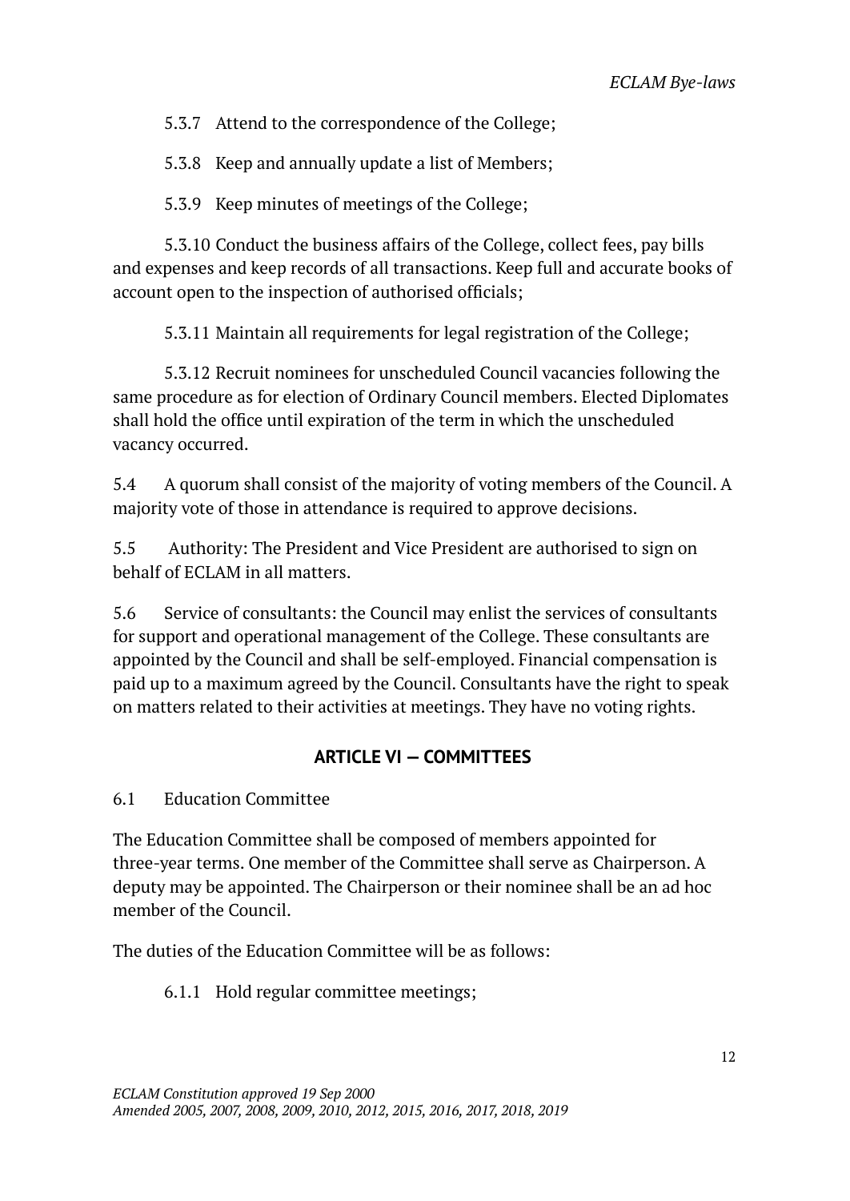5.3.7 Attend to the correspondence of the College;

5.3.8 Keep and annually update a list of Members;

5.3.9 Keep minutes of meetings of the College;

5.3.10 Conduct the business affairs of the College, collect fees, pay bills and expenses and keep records of all transactions. Keep full and accurate books of account open to the inspection of authorised officials;

5.3.11 Maintain all requirements for legal registration of the College;

5.3.12 Recruit nominees for unscheduled Council vacancies following the same procedure as for election of Ordinary Council members. Elected Diplomates shall hold the office until expiration of the term in which the unscheduled vacancy occurred.

5.4 A quorum shall consist of the majority of voting members of the Council. A majority vote of those in attendance is required to approve decisions.

5.5 Authority: The President and Vice President are authorised to sign on behalf of ECLAM in all matters.

5.6 Service of consultants: the Council may enlist the services of consultants for support and operational management of the College. These consultants are appointed by the Council and shall be self-employed. Financial compensation is paid up to a maximum agreed by the Council. Consultants have the right to speak on matters related to their activities at meetings. They have no voting rights.

## ARTICLE VI — COMMITTEES

6.1 Education Committee

The Education Committee shall be composed of members appointed for three-year terms. One member of the Committee shall serve as Chairperson. A deputy may be appointed. The Chairperson or their nominee shall be an ad hoc member of the Council.

The duties of the Education Committee will be as follows:

6.1.1 Hold regular committee meetings;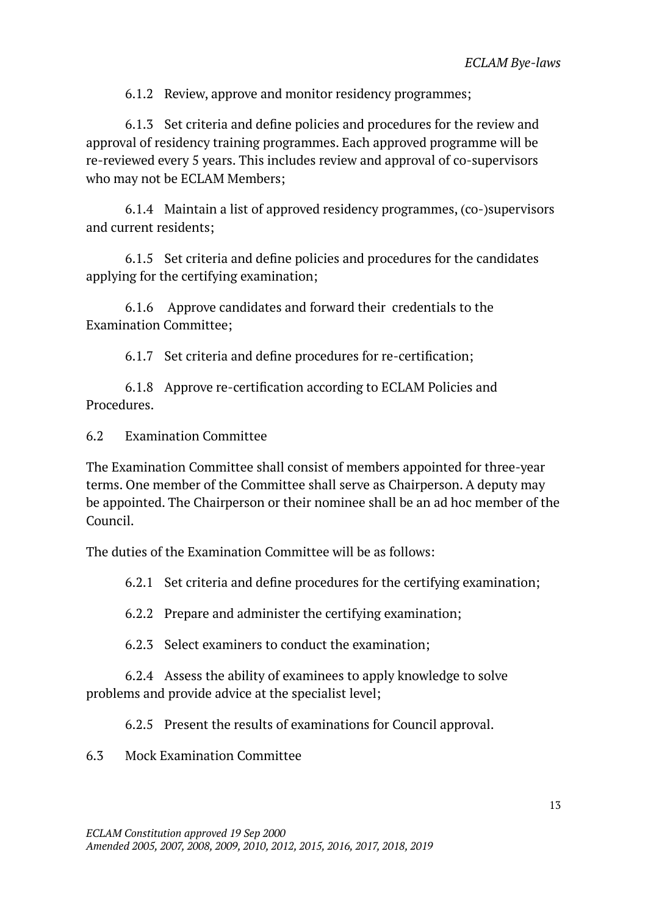6.1.2 Review, approve and monitor residency programmes;

6.1.3 Set criteria and define policies and procedures for the review and approval of residency training programmes. Each approved programme will be re-reviewed every 5 years. This includes review and approval of co-supervisors who may not be ECLAM Members;

6.1.4 Maintain a list of approved residency programmes, (co-)supervisors and current residents;

6.1.5 Set criteria and define policies and procedures for the candidates applying for the certifying examination;

6.1.6 Approve candidates and forward their credentials to the Examination Committee;

6.1.7 Set criteria and define procedures for re-certification;

6.1.8 Approve re-certification according to ECLAM Policies and Procedures.

### 6.2 Examination Committee

The Examination Committee shall consist of members appointed for three-year terms. One member of the Committee shall serve as Chairperson. A deputy may be appointed. The Chairperson or their nominee shall be an ad hoc member of the Council.

The duties of the Examination Committee will be as follows:

6.2.1 Set criteria and define procedures for the certifying examination;

6.2.2 Prepare and administer the certifying examination;

6.2.3 Select examiners to conduct the examination;

6.2.4 Assess the ability of examinees to apply knowledge to solve problems and provide advice at the specialist level;

6.2.5 Present the results of examinations for Council approval.

### 6.3 Mock Examination Committee

*ECLAM Constitution approved 19 Sep 2000*
*Amended 2005, 2007, 2008, 2009, 2010, 2012, 2015, 2016, 2017, 2018, 2019*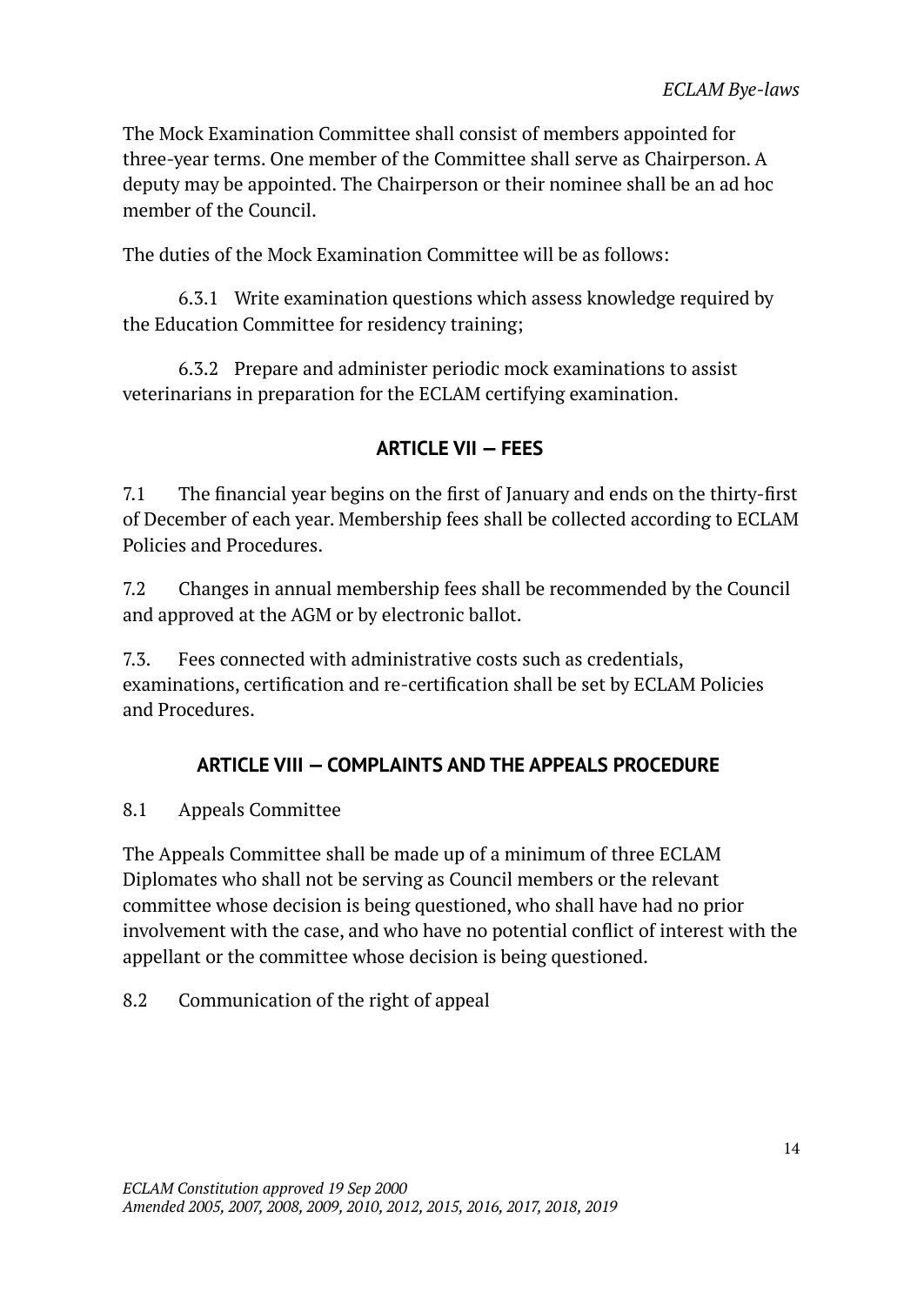The Mock Examination Committee shall consist of members appointed for three-year terms. One member of the Committee shall serve as Chairperson. A deputy may be appointed. The Chairperson or their nominee shall be an ad hoc member of the Council.

The duties of the Mock Examination Committee will be as follows:

6.3.1 Write examination questions which assess knowledge required by the Education Committee for residency training;

6.3.2 Prepare and administer periodic mock examinations to assist veterinarians in preparation for the ECLAM certifying examination.

## ARTICLE VII — FEES

7.1 The financial year begins on the first of January and ends on the thirty-first of December of each year. Membership fees shall be collected according to ECLAM Policies and Procedures.

7.2 Changes in annual membership fees shall be recommended by the Council and approved at the AGM or by electronic ballot.

7.3. Fees connected with administrative costs such as credentials, examinations, certification and re-certification shall be set by ECLAM Policies and Procedures.

## ARTICLE VIII — COMPLAINTS AND THE APPEALS PROCEDURE

8.1 Appeals Committee

The Appeals Committee shall be made up of a minimum of three ECLAM Diplomates who shall not be serving as Council members or the relevant committee whose decision is being questioned, who shall have had no prior involvement with the case, and who have no potential conflict of interest with the appellant or the committee whose decision is being questioned.

8.2 Communication of the right of appeal

*ECLAM Constitution approved 19 Sep 2000*
*Amended 2005, 2007, 2008, 2009, 2010, 2012, 2015, 2016, 2017, 2018, 2019*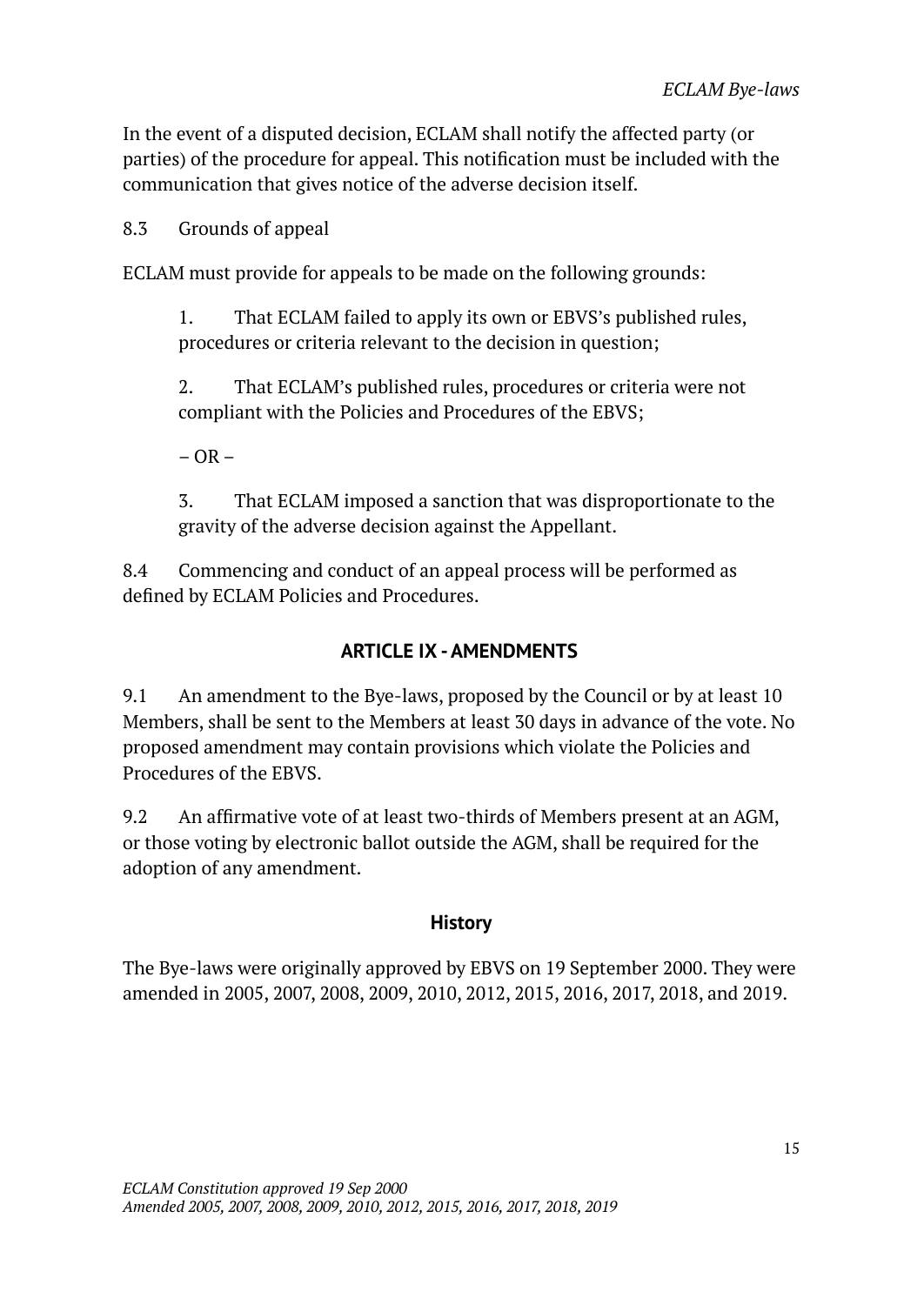In the event of a disputed decision, ECLAM shall notify the affected party (or parties) of the procedure for appeal. This notification must be included with the communication that gives notice of the adverse decision itself.

8.3 Grounds of appeal

ECLAM must provide for appeals to be made on the following grounds:

1. That ECLAM failed to apply its own or EBVS's published rules, procedures or criteria relevant to the decision in question;

2. That ECLAM's published rules, procedures or criteria were not compliant with the Policies and Procedures of the EBVS;

– OR –

3. That ECLAM imposed a sanction that was disproportionate to the gravity of the adverse decision against the Appellant.

8.4 Commencing and conduct of an appeal process will be performed as defined by ECLAM Policies and Procedures.

## ARTICLE IX - AMENDMENTS

9.1 An amendment to the Bye-laws, proposed by the Council or by at least 10 Members, shall be sent to the Members at least 30 days in advance of the vote. No proposed amendment may contain provisions which violate the Policies and Procedures of the EBVS.

9.2 An affirmative vote of at least two-thirds of Members present at an AGM, or those voting by electronic ballot outside the AGM, shall be required for the adoption of any amendment.

### History

The Bye-laws were originally approved by EBVS on 19 September 2000. They were amended in 2005, 2007, 2008, 2009, 2010, 2012, 2015, 2016, 2017, 2018, and 2019.